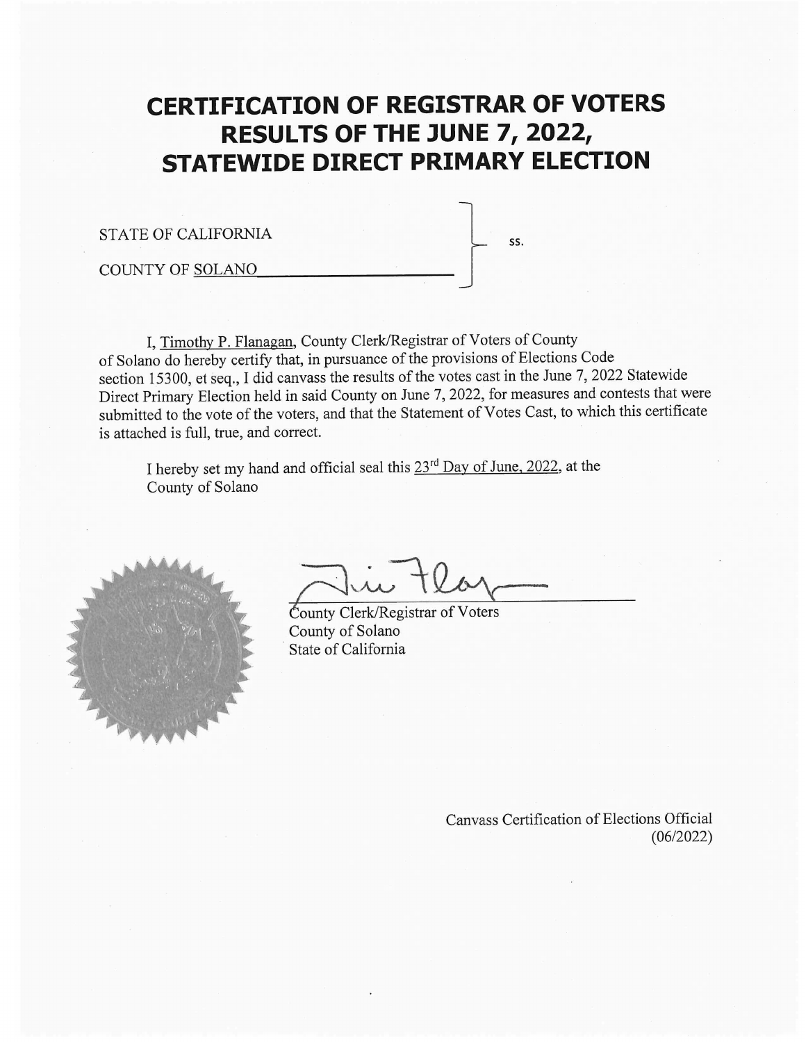# CERTIFICATION OF REGISTRAR OF VOTERS RESULTS OF THE JUNE 7, 2022, STATEWIDE DIRECT PRIMARY ELECTION

STATE OF CALIFORNIA

COUNTY OF SOLANO } ss.

I, Timothy P. Flanagan, County Clerk/Registrar of Voters of County of Solano do hereby certify that, in pursuance of the provisions of Elections Code section 15300, et seq., I did canvass the results of the votes cast in the June 7, 2022 Statewide Direct Primary Election held in said County on June 7, 2022, for measures and contests that were submitted to the vote of the voters, and that the Statement of Votes Cast, to which this certificate is attached is full, true, and correct.

I hereby set my hand and official seal this 23rd Day of June, 2022, at the County of Solano

County Clerk/Registrar of Voters
County of Solano
State of California

Canvass Certification of Elections Official
(06/2022)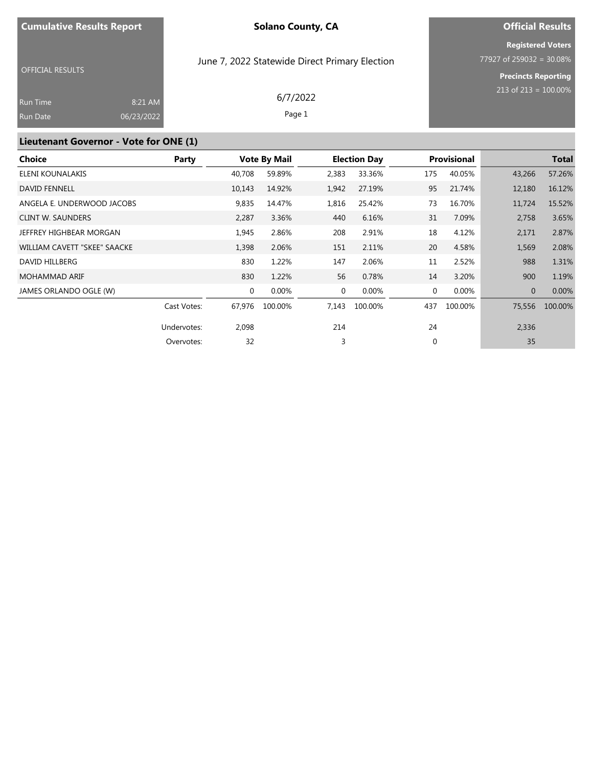**Cumulative Results Report**

**Solano County, CA**

June 7, 2022 Statewide Direct Primary Election

6/7/2022

**Official Results**

OFFICIAL RESULTS

| | |
|---|---|
| Run Time | 8:21 AM |
| Run Date | 06/23/2022 |

**Registered Voters**
77927 of 259032 = 30.08%

**Precincts Reporting**
213 of 213 = 100.00%

## Lieutenant Governor - Vote for ONE (1)

| Choice | Party | Vote By Mail | | Election Day | | Provisional | | Total | |
|---|---|---|---|---|---|---|---|---|---|
| ELENI KOUNALAKIS | | 40,708 | 59.89% | 2,383 | 33.36% | 175 | 40.05% | 43,266 | 57.26% |
| DAVID FENNELL | | 10,143 | 14.92% | 1,942 | 27.19% | 95 | 21.74% | 12,180 | 16.12% |
| ANGELA E. UNDERWOOD JACOBS | | 9,835 | 14.47% | 1,816 | 25.42% | 73 | 16.70% | 11,724 | 15.52% |
| CLINT W. SAUNDERS | | 2,287 | 3.36% | 440 | 6.16% | 31 | 7.09% | 2,758 | 3.65% |
| JEFFREY HIGHBEAR MORGAN | | 1,945 | 2.86% | 208 | 2.91% | 18 | 4.12% | 2,171 | 2.87% |
| WILLIAM CAVETT "SKEE" SAACKE | | 1,398 | 2.06% | 151 | 2.11% | 20 | 4.58% | 1,569 | 2.08% |
| DAVID HILLBERG | | 830 | 1.22% | 147 | 2.06% | 11 | 2.52% | 988 | 1.31% |
| MOHAMMAD ARIF | | 830 | 1.22% | 56 | 0.78% | 14 | 3.20% | 900 | 1.19% |
| JAMES ORLANDO OGLE (W) | | 0 | 0.00% | 0 | 0.00% | 0 | 0.00% | 0 | 0.00% |
| | Cast Votes: | 67,976 | 100.00% | 7,143 | 100.00% | 437 | 100.00% | 75,556 | 100.00% |
| | Undervotes: | 2,098 | | 214 | | 24 | | 2,336 | |
| | Overvotes: | 32 | | 3 | | 0 | | 35 | |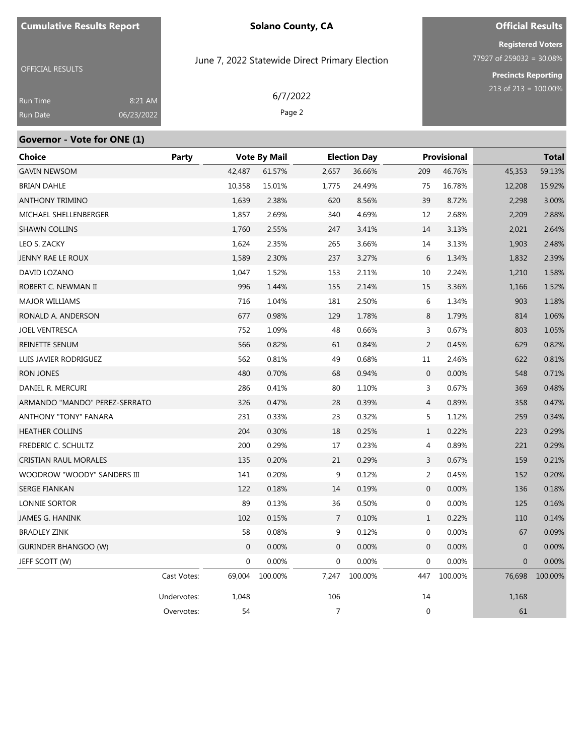**Cumulative Results Report**

OFFICIAL RESULTS

Run Time 8:21 AM
Run Date 06/23/2022

**Solano County, CA**

June 7, 2022 Statewide Direct Primary Election

6/7/2022

**Official Results**

**Registered Voters**
77927 of 259032 = 30.08%

**Precincts Reporting**
213 of 213 = 100.00%

## Governor - Vote for ONE (1)

| Choice | Party | Vote By Mail | | Election Day | | Provisional | | Total | |
|---|---|---|---|---|---|---|---|---|---|
| GAVIN NEWSOM | | 42,487 | 61.57% | 2,657 | 36.66% | 209 | 46.76% | 45,353 | 59.13% |
| BRIAN DAHLE | | 10,358 | 15.01% | 1,775 | 24.49% | 75 | 16.78% | 12,208 | 15.92% |
| ANTHONY TRIMINO | | 1,639 | 2.38% | 620 | 8.56% | 39 | 8.72% | 2,298 | 3.00% |
| MICHAEL SHELLENBERGER | | 1,857 | 2.69% | 340 | 4.69% | 12 | 2.68% | 2,209 | 2.88% |
| SHAWN COLLINS | | 1,760 | 2.55% | 247 | 3.41% | 14 | 3.13% | 2,021 | 2.64% |
| LEO S. ZACKY | | 1,624 | 2.35% | 265 | 3.66% | 14 | 3.13% | 1,903 | 2.48% |
| JENNY RAE LE ROUX | | 1,589 | 2.30% | 237 | 3.27% | 6 | 1.34% | 1,832 | 2.39% |
| DAVID LOZANO | | 1,047 | 1.52% | 153 | 2.11% | 10 | 2.24% | 1,210 | 1.58% |
| ROBERT C. NEWMAN II | | 996 | 1.44% | 155 | 2.14% | 15 | 3.36% | 1,166 | 1.52% |
| MAJOR WILLIAMS | | 716 | 1.04% | 181 | 2.50% | 6 | 1.34% | 903 | 1.18% |
| RONALD A. ANDERSON | | 677 | 0.98% | 129 | 1.78% | 8 | 1.79% | 814 | 1.06% |
| JOEL VENTRESCA | | 752 | 1.09% | 48 | 0.66% | 3 | 0.67% | 803 | 1.05% |
| REINETTE SENUM | | 566 | 0.82% | 61 | 0.84% | 2 | 0.45% | 629 | 0.82% |
| LUIS JAVIER RODRIGUEZ | | 562 | 0.81% | 49 | 0.68% | 11 | 2.46% | 622 | 0.81% |
| RON JONES | | 480 | 0.70% | 68 | 0.94% | 0 | 0.00% | 548 | 0.71% |
| DANIEL R. MERCURI | | 286 | 0.41% | 80 | 1.10% | 3 | 0.67% | 369 | 0.48% |
| ARMANDO "MANDO" PEREZ-SERRATO | | 326 | 0.47% | 28 | 0.39% | 4 | 0.89% | 358 | 0.47% |
| ANTHONY "TONY" FANARA | | 231 | 0.33% | 23 | 0.32% | 5 | 1.12% | 259 | 0.34% |
| HEATHER COLLINS | | 204 | 0.30% | 18 | 0.25% | 1 | 0.22% | 223 | 0.29% |
| FREDERIC C. SCHULTZ | | 200 | 0.29% | 17 | 0.23% | 4 | 0.89% | 221 | 0.29% |
| CRISTIAN RAUL MORALES | | 135 | 0.20% | 21 | 0.29% | 3 | 0.67% | 159 | 0.21% |
| WOODROW "WOODY" SANDERS III | | 141 | 0.20% | 9 | 0.12% | 2 | 0.45% | 152 | 0.20% |
| SERGE FIANKAN | | 122 | 0.18% | 14 | 0.19% | 0 | 0.00% | 136 | 0.18% |
| LONNIE SORTOR | | 89 | 0.13% | 36 | 0.50% | 0 | 0.00% | 125 | 0.16% |
| JAMES G. HANINK | | 102 | 0.15% | 7 | 0.10% | 1 | 0.22% | 110 | 0.14% |
| BRADLEY ZINK | | 58 | 0.08% | 9 | 0.12% | 0 | 0.00% | 67 | 0.09% |
| GURINDER BHANGOO (W) | | 0 | 0.00% | 0 | 0.00% | 0 | 0.00% | 0 | 0.00% |
| JEFF SCOTT (W) | | 0 | 0.00% | 0 | 0.00% | 0 | 0.00% | 0 | 0.00% |
| | Cast Votes: | 69,004 | 100.00% | 7,247 | 100.00% | 447 | 100.00% | 76,698 | 100.00% |
| | Undervotes: | 1,048 | | 106 | | 14 | | 1,168 | |
| | Overvotes: | 54 | | 7 | | 0 | | 61 | |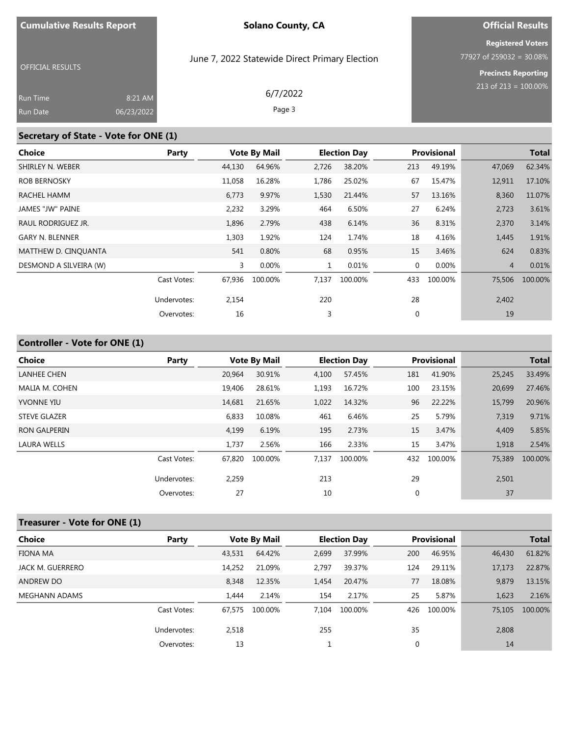## Secretary of State - Vote for ONE (1)

| Choice | Party | Vote By Mail | | Election Day | | Provisional | | Total | |
|---|---|---|---|---|---|---|---|---|---|
| SHIRLEY N. WEBER | | 44,130 | 64.96% | 2,726 | 38.20% | 213 | 49.19% | 47,069 | 62.34% |
| ROB BERNOSKY | | 11,058 | 16.28% | 1,786 | 25.02% | 67 | 15.47% | 12,911 | 17.10% |
| RACHEL HAMM | | 6,773 | 9.97% | 1,530 | 21.44% | 57 | 13.16% | 8,360 | 11.07% |
| JAMES "JW" PAINE | | 2,232 | 3.29% | 464 | 6.50% | 27 | 6.24% | 2,723 | 3.61% |
| RAUL RODRIGUEZ JR. | | 1,896 | 2.79% | 438 | 6.14% | 36 | 8.31% | 2,370 | 3.14% |
| GARY N. BLENNER | | 1,303 | 1.92% | 124 | 1.74% | 18 | 4.16% | 1,445 | 1.91% |
| MATTHEW D. CINQUANTA | | 541 | 0.80% | 68 | 0.95% | 15 | 3.46% | 624 | 0.83% |
| DESMOND A SILVEIRA (W) | | 3 | 0.00% | 1 | 0.01% | 0 | 0.00% | 4 | 0.01% |
| | Cast Votes: | 67,936 | 100.00% | 7,137 | 100.00% | 433 | 100.00% | 75,506 | 100.00% |
| | Undervotes: | 2,154 | | 220 | | 28 | | 2,402 | |
| | Overvotes: | 16 | | 3 | | 0 | | 19 | |

## Controller - Vote for ONE (1)

| Choice | Party | Vote By Mail | | Election Day | | Provisional | | Total | |
|---|---|---|---|---|---|---|---|---|---|
| LANHEE CHEN | | 20,964 | 30.91% | 4,100 | 57.45% | 181 | 41.90% | 25,245 | 33.49% |
| MALIA M. COHEN | | 19,406 | 28.61% | 1,193 | 16.72% | 100 | 23.15% | 20,699 | 27.46% |
| YVONNE YIU | | 14,681 | 21.65% | 1,022 | 14.32% | 96 | 22.22% | 15,799 | 20.96% |
| STEVE GLAZER | | 6,833 | 10.08% | 461 | 6.46% | 25 | 5.79% | 7,319 | 9.71% |
| RON GALPERIN | | 4,199 | 6.19% | 195 | 2.73% | 15 | 3.47% | 4,409 | 5.85% |
| LAURA WELLS | | 1,737 | 2.56% | 166 | 2.33% | 15 | 3.47% | 1,918 | 2.54% |
| | Cast Votes: | 67,820 | 100.00% | 7,137 | 100.00% | 432 | 100.00% | 75,389 | 100.00% |
| | Undervotes: | 2,259 | | 213 | | 29 | | 2,501 | |
| | Overvotes: | 27 | | 10 | | 0 | | 37 | |

## Treasurer - Vote for ONE (1)

| Choice | Party | Vote By Mail | | Election Day | | Provisional | | Total | |
|---|---|---|---|---|---|---|---|---|---|
| FIONA MA | | 43,531 | 64.42% | 2,699 | 37.99% | 200 | 46.95% | 46,430 | 61.82% |
| JACK M. GUERRERO | | 14,252 | 21.09% | 2,797 | 39.37% | 124 | 29.11% | 17,173 | 22.87% |
| ANDREW DO | | 8,348 | 12.35% | 1,454 | 20.47% | 77 | 18.08% | 9,879 | 13.15% |
| MEGHANN ADAMS | | 1,444 | 2.14% | 154 | 2.17% | 25 | 5.87% | 1,623 | 2.16% |
| | Cast Votes: | 67,575 | 100.00% | 7,104 | 100.00% | 426 | 100.00% | 75,105 | 100.00% |
| | Undervotes: | 2,518 | | 255 | | 35 | | 2,808 | |
| | Overvotes: | 13 | | 1 | | 0 | | 14 | |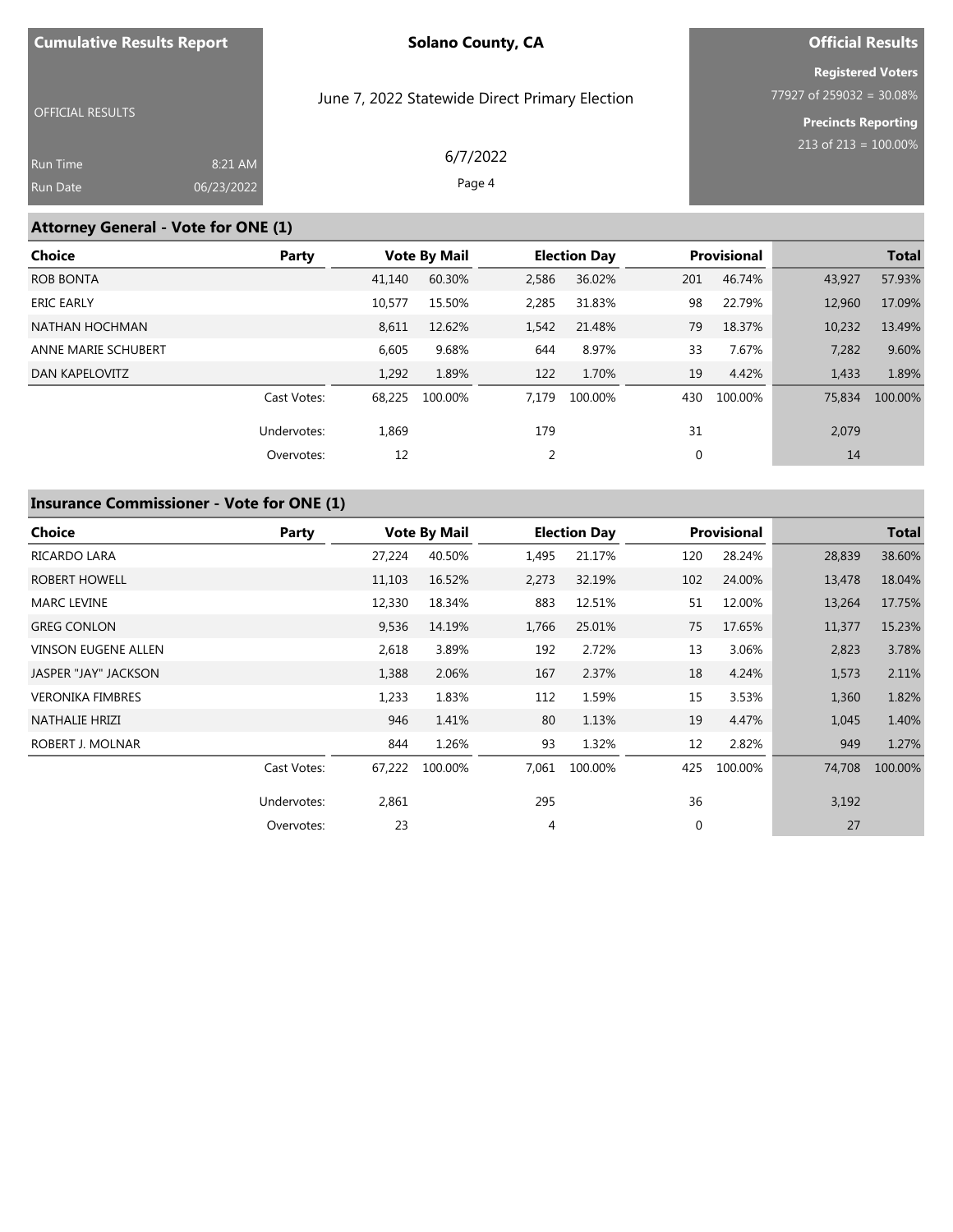| Cumulative Results Report | Solano County, CA | Official Results |
|---|---|---|
| OFFICIAL RESULTS | June 7, 2022 Statewide Direct Primary Election | Registered Voters 77927 of 259032 = 30.08% |
| Run Time 8:21 AM | 6/7/2022 | Precincts Reporting 213 of 213 = 100.00% |
| Run Date 06/23/2022 | | |

## Attorney General - Vote for ONE (1)

| Choice | Party | Vote By Mail | | Election Day | | Provisional | | Total | |
|---|---|---|---|---|---|---|---|---|---|
| ROB BONTA | | 41,140 | 60.30% | 2,586 | 36.02% | 201 | 46.74% | 43,927 | 57.93% |
| ERIC EARLY | | 10,577 | 15.50% | 2,285 | 31.83% | 98 | 22.79% | 12,960 | 17.09% |
| NATHAN HOCHMAN | | 8,611 | 12.62% | 1,542 | 21.48% | 79 | 18.37% | 10,232 | 13.49% |
| ANNE MARIE SCHUBERT | | 6,605 | 9.68% | 644 | 8.97% | 33 | 7.67% | 7,282 | 9.60% |
| DAN KAPELOVITZ | | 1,292 | 1.89% | 122 | 1.70% | 19 | 4.42% | 1,433 | 1.89% |
| | Cast Votes: | 68,225 | 100.00% | 7,179 | 100.00% | 430 | 100.00% | 75,834 | 100.00% |
| | Undervotes: | 1,869 | | 179 | | 31 | | 2,079 | |
| | Overvotes: | 12 | | 2 | | 0 | | 14 | |

## Insurance Commissioner - Vote for ONE (1)

| Choice | Party | Vote By Mail | | Election Day | | Provisional | | Total | |
|---|---|---|---|---|---|---|---|---|---|
| RICARDO LARA | | 27,224 | 40.50% | 1,495 | 21.17% | 120 | 28.24% | 28,839 | 38.60% |
| ROBERT HOWELL | | 11,103 | 16.52% | 2,273 | 32.19% | 102 | 24.00% | 13,478 | 18.04% |
| MARC LEVINE | | 12,330 | 18.34% | 883 | 12.51% | 51 | 12.00% | 13,264 | 17.75% |
| GREG CONLON | | 9,536 | 14.19% | 1,766 | 25.01% | 75 | 17.65% | 11,377 | 15.23% |
| VINSON EUGENE ALLEN | | 2,618 | 3.89% | 192 | 2.72% | 13 | 3.06% | 2,823 | 3.78% |
| JASPER "JAY" JACKSON | | 1,388 | 2.06% | 167 | 2.37% | 18 | 4.24% | 1,573 | 2.11% |
| VERONIKA FIMBRES | | 1,233 | 1.83% | 112 | 1.59% | 15 | 3.53% | 1,360 | 1.82% |
| NATHALIE HRIZI | | 946 | 1.41% | 80 | 1.13% | 19 | 4.47% | 1,045 | 1.40% |
| ROBERT J. MOLNAR | | 844 | 1.26% | 93 | 1.32% | 12 | 2.82% | 949 | 1.27% |
| | Cast Votes: | 67,222 | 100.00% | 7,061 | 100.00% | 425 | 100.00% | 74,708 | 100.00% |
| | Undervotes: | 2,861 | | 295 | | 36 | | 3,192 | |
| | Overvotes: | 23 | | 4 | | 0 | | 27 | |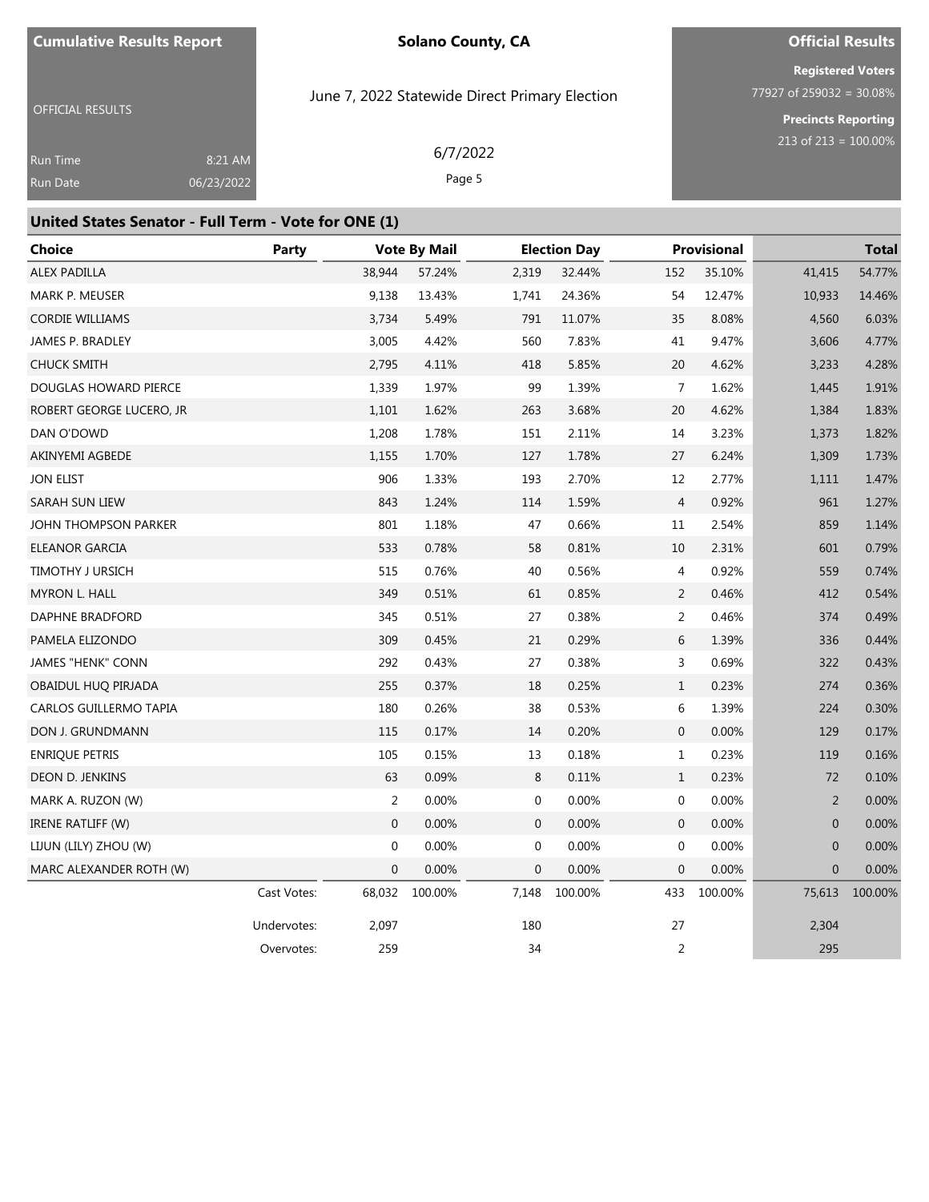## United States Senator - Full Term - Vote for ONE (1)

| Choice | Party | Vote By Mail | | Election Day | | Provisional | | Total | |
|---|---|---|---|---|---|---|---|---|---|
| ALEX PADILLA | | 38,944 | 57.24% | 2,319 | 32.44% | 152 | 35.10% | 41,415 | 54.77% |
| MARK P. MEUSER | | 9,138 | 13.43% | 1,741 | 24.36% | 54 | 12.47% | 10,933 | 14.46% |
| CORDIE WILLIAMS | | 3,734 | 5.49% | 791 | 11.07% | 35 | 8.08% | 4,560 | 6.03% |
| JAMES P. BRADLEY | | 3,005 | 4.42% | 560 | 7.83% | 41 | 9.47% | 3,606 | 4.77% |
| CHUCK SMITH | | 2,795 | 4.11% | 418 | 5.85% | 20 | 4.62% | 3,233 | 4.28% |
| DOUGLAS HOWARD PIERCE | | 1,339 | 1.97% | 99 | 1.39% | 7 | 1.62% | 1,445 | 1.91% |
| ROBERT GEORGE LUCERO, JR | | 1,101 | 1.62% | 263 | 3.68% | 20 | 4.62% | 1,384 | 1.83% |
| DAN O'DOWD | | 1,208 | 1.78% | 151 | 2.11% | 14 | 3.23% | 1,373 | 1.82% |
| AKINYEMI AGBEDE | | 1,155 | 1.70% | 127 | 1.78% | 27 | 6.24% | 1,309 | 1.73% |
| JON ELIST | | 906 | 1.33% | 193 | 2.70% | 12 | 2.77% | 1,111 | 1.47% |
| SARAH SUN LIEW | | 843 | 1.24% | 114 | 1.59% | 4 | 0.92% | 961 | 1.27% |
| JOHN THOMPSON PARKER | | 801 | 1.18% | 47 | 0.66% | 11 | 2.54% | 859 | 1.14% |
| ELEANOR GARCIA | | 533 | 0.78% | 58 | 0.81% | 10 | 2.31% | 601 | 0.79% |
| TIMOTHY J URSICH | | 515 | 0.76% | 40 | 0.56% | 4 | 0.92% | 559 | 0.74% |
| MYRON L. HALL | | 349 | 0.51% | 61 | 0.85% | 2 | 0.46% | 412 | 0.54% |
| DAPHNE BRADFORD | | 345 | 0.51% | 27 | 0.38% | 2 | 0.46% | 374 | 0.49% |
| PAMELA ELIZONDO | | 309 | 0.45% | 21 | 0.29% | 6 | 1.39% | 336 | 0.44% |
| JAMES "HENK" CONN | | 292 | 0.43% | 27 | 0.38% | 3 | 0.69% | 322 | 0.43% |
| OBAIDUL HUQ PIRJADA | | 255 | 0.37% | 18 | 0.25% | 1 | 0.23% | 274 | 0.36% |
| CARLOS GUILLERMO TAPIA | | 180 | 0.26% | 38 | 0.53% | 6 | 1.39% | 224 | 0.30% |
| DON J. GRUNDMANN | | 115 | 0.17% | 14 | 0.20% | 0 | 0.00% | 129 | 0.17% |
| ENRIQUE PETRIS | | 105 | 0.15% | 13 | 0.18% | 1 | 0.23% | 119 | 0.16% |
| DEON D. JENKINS | | 63 | 0.09% | 8 | 0.11% | 1 | 0.23% | 72 | 0.10% |
| MARK A. RUZON (W) | | 2 | 0.00% | 0 | 0.00% | 0 | 0.00% | 2 | 0.00% |
| IRENE RATLIFF (W) | | 0 | 0.00% | 0 | 0.00% | 0 | 0.00% | 0 | 0.00% |
| LIJUN (LILY) ZHOU (W) | | 0 | 0.00% | 0 | 0.00% | 0 | 0.00% | 0 | 0.00% |
| MARC ALEXANDER ROTH (W) | | 0 | 0.00% | 0 | 0.00% | 0 | 0.00% | 0 | 0.00% |
| | Cast Votes: | 68,032 | 100.00% | 7,148 | 100.00% | 433 | 100.00% | 75,613 | 100.00% |
| | Undervotes: | 2,097 | | 180 | | 27 | | 2,304 | |
| | Overvotes: | 259 | | 34 | | 2 | | 295 | |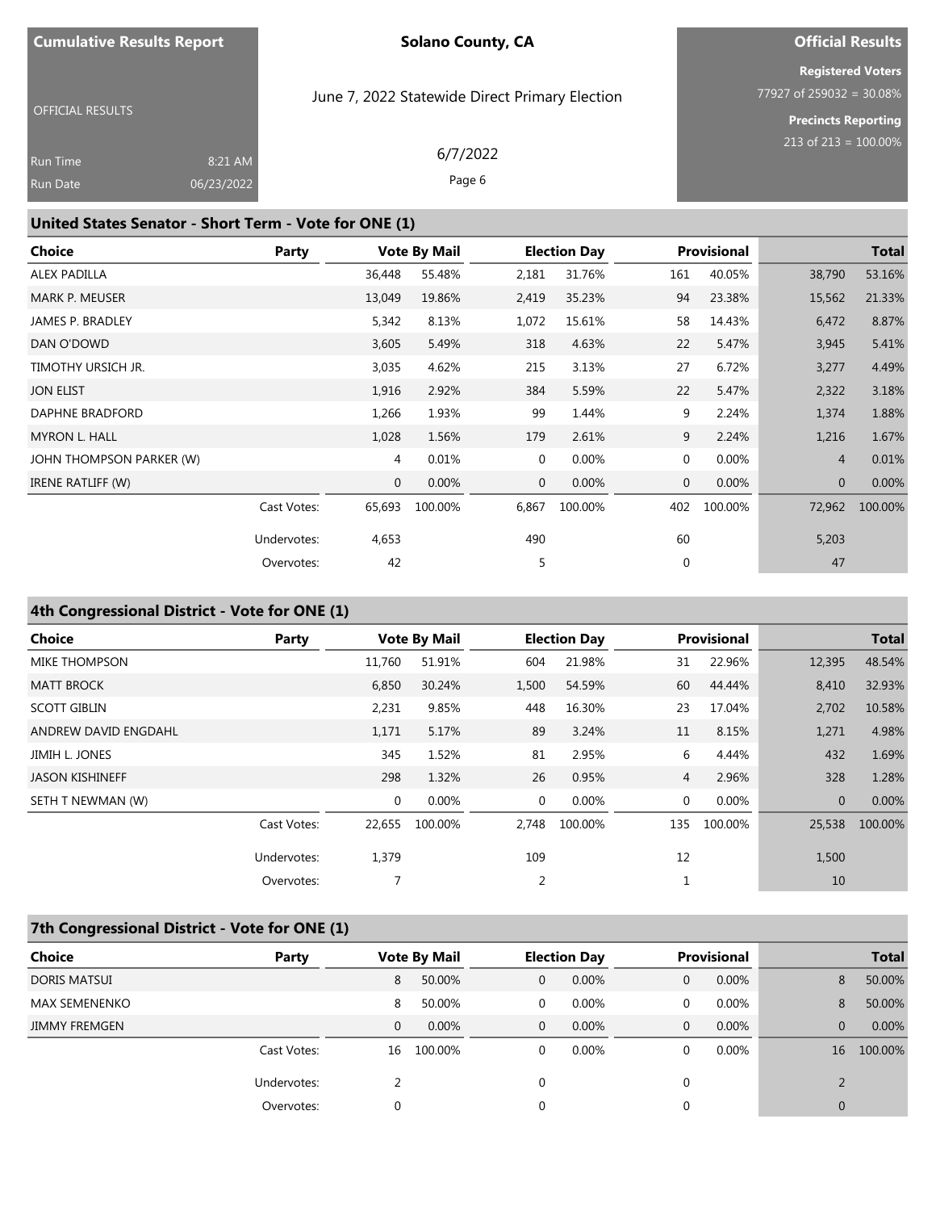**Cumulative Results Report**

OFFICIAL RESULTS

Run Time 8:21 AM
Run Date 06/23/2022

**Solano County, CA**

June 7, 2022 Statewide Direct Primary Election

6/7/2022

**Official Results**

**Registered Voters**
77927 of 259032 = 30.08%

**Precincts Reporting**
213 of 213 = 100.00%

## United States Senator - Short Term - Vote for ONE (1)

| Choice | Party | Vote By Mail | | Election Day | | Provisional | | Total | |
|---|---|---|---|---|---|---|---|---|---|
| ALEX PADILLA | | 36,448 | 55.48% | 2,181 | 31.76% | 161 | 40.05% | 38,790 | 53.16% |
| MARK P. MEUSER | | 13,049 | 19.86% | 2,419 | 35.23% | 94 | 23.38% | 15,562 | 21.33% |
| JAMES P. BRADLEY | | 5,342 | 8.13% | 1,072 | 15.61% | 58 | 14.43% | 6,472 | 8.87% |
| DAN O'DOWD | | 3,605 | 5.49% | 318 | 4.63% | 22 | 5.47% | 3,945 | 5.41% |
| TIMOTHY URSICH JR. | | 3,035 | 4.62% | 215 | 3.13% | 27 | 6.72% | 3,277 | 4.49% |
| JON ELIST | | 1,916 | 2.92% | 384 | 5.59% | 22 | 5.47% | 2,322 | 3.18% |
| DAPHNE BRADFORD | | 1,266 | 1.93% | 99 | 1.44% | 9 | 2.24% | 1,374 | 1.88% |
| MYRON L. HALL | | 1,028 | 1.56% | 179 | 2.61% | 9 | 2.24% | 1,216 | 1.67% |
| JOHN THOMPSON PARKER (W) | | 4 | 0.01% | 0 | 0.00% | 0 | 0.00% | 4 | 0.01% |
| IRENE RATLIFF (W) | | 0 | 0.00% | 0 | 0.00% | 0 | 0.00% | 0 | 0.00% |
| | Cast Votes: | 65,693 | 100.00% | 6,867 | 100.00% | 402 | 100.00% | 72,962 | 100.00% |
| | Undervotes: | 4,653 | | 490 | | 60 | | 5,203 | |
| | Overvotes: | 42 | | 5 | | 0 | | 47 | |

## 4th Congressional District - Vote for ONE (1)

| Choice | Party | Vote By Mail | | Election Day | | Provisional | | Total | |
|---|---|---|---|---|---|---|---|---|---|
| MIKE THOMPSON | | 11,760 | 51.91% | 604 | 21.98% | 31 | 22.96% | 12,395 | 48.54% |
| MATT BROCK | | 6,850 | 30.24% | 1,500 | 54.59% | 60 | 44.44% | 8,410 | 32.93% |
| SCOTT GIBLIN | | 2,231 | 9.85% | 448 | 16.30% | 23 | 17.04% | 2,702 | 10.58% |
| ANDREW DAVID ENGDAHL | | 1,171 | 5.17% | 89 | 3.24% | 11 | 8.15% | 1,271 | 4.98% |
| JIMIH L. JONES | | 345 | 1.52% | 81 | 2.95% | 6 | 4.44% | 432 | 1.69% |
| JASON KISHINEFF | | 298 | 1.32% | 26 | 0.95% | 4 | 2.96% | 328 | 1.28% |
| SETH T NEWMAN (W) | | 0 | 0.00% | 0 | 0.00% | 0 | 0.00% | 0 | 0.00% |
| | Cast Votes: | 22,655 | 100.00% | 2,748 | 100.00% | 135 | 100.00% | 25,538 | 100.00% |
| | Undervotes: | 1,379 | | 109 | | 12 | | 1,500 | |
| | Overvotes: | 7 | | 2 | | 1 | | 10 | |

## 7th Congressional District - Vote for ONE (1)

| Choice | Party | Vote By Mail | | Election Day | | Provisional | | Total | |
|---|---|---|---|---|---|---|---|---|---|
| DORIS MATSUI | | 8 | 50.00% | 0 | 0.00% | 0 | 0.00% | 8 | 50.00% |
| MAX SEMENENKO | | 8 | 50.00% | 0 | 0.00% | 0 | 0.00% | 8 | 50.00% |
| JIMMY FREMGEN | | 0 | 0.00% | 0 | 0.00% | 0 | 0.00% | 0 | 0.00% |
| | Cast Votes: | 16 | 100.00% | 0 | 0.00% | 0 | 0.00% | 16 | 100.00% |
| | Undervotes: | 2 | | 0 | | 0 | | 2 | |
| | Overvotes: | 0 | | 0 | | 0 | | 0 | |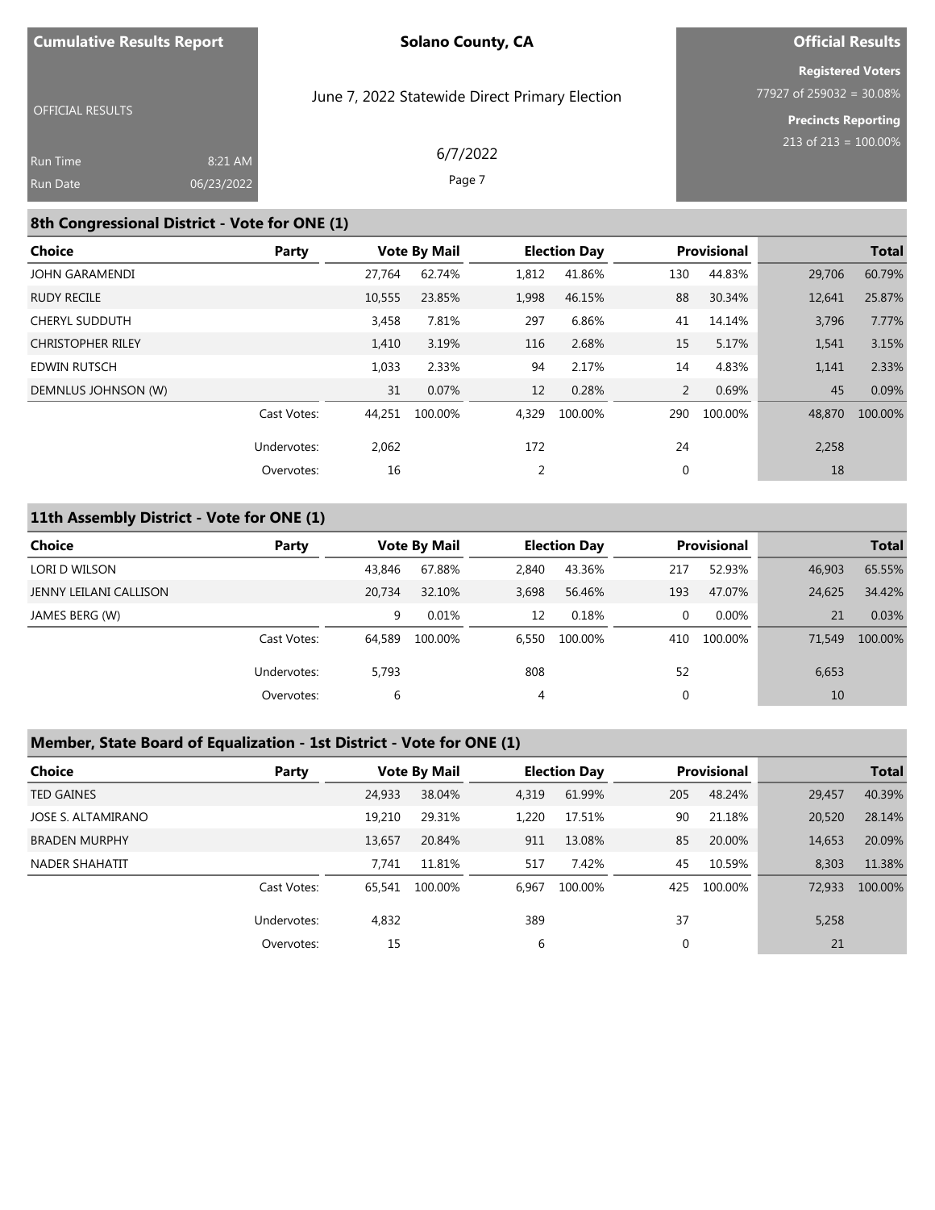Cumulative Results Report

OFFICIAL RESULTS

Run Time 8:21 AM
Run Date 06/23/2022

**Solano County, CA**

June 7, 2022 Statewide Direct Primary Election

6/7/2022

**Official Results**

**Registered Voters**
77927 of 259032 = 30.08%

**Precincts Reporting**
213 of 213 = 100.00%

## 8th Congressional District - Vote for ONE (1)

| Choice | Party | Vote By Mail | | Election Day | | Provisional | | Total | |
|---|---|---|---|---|---|---|---|---|---|
| JOHN GARAMENDI | | 27,764 | 62.74% | 1,812 | 41.86% | 130 | 44.83% | 29,706 | 60.79% |
| RUDY RECILE | | 10,555 | 23.85% | 1,998 | 46.15% | 88 | 30.34% | 12,641 | 25.87% |
| CHERYL SUDDUTH | | 3,458 | 7.81% | 297 | 6.86% | 41 | 14.14% | 3,796 | 7.77% |
| CHRISTOPHER RILEY | | 1,410 | 3.19% | 116 | 2.68% | 15 | 5.17% | 1,541 | 3.15% |
| EDWIN RUTSCH | | 1,033 | 2.33% | 94 | 2.17% | 14 | 4.83% | 1,141 | 2.33% |
| DEMNLUS JOHNSON (W) | | 31 | 0.07% | 12 | 0.28% | 2 | 0.69% | 45 | 0.09% |
| | Cast Votes: | 44,251 | 100.00% | 4,329 | 100.00% | 290 | 100.00% | 48,870 | 100.00% |
| | Undervotes: | 2,062 | | 172 | | 24 | | 2,258 | |
| | Overvotes: | 16 | | 2 | | 0 | | 18 | |

## 11th Assembly District - Vote for ONE (1)

| Choice | Party | Vote By Mail | | Election Day | | Provisional | | Total | |
|---|---|---|---|---|---|---|---|---|---|
| LORI D WILSON | | 43,846 | 67.88% | 2,840 | 43.36% | 217 | 52.93% | 46,903 | 65.55% |
| JENNY LEILANI CALLISON | | 20,734 | 32.10% | 3,698 | 56.46% | 193 | 47.07% | 24,625 | 34.42% |
| JAMES BERG (W) | | 9 | 0.01% | 12 | 0.18% | 0 | 0.00% | 21 | 0.03% |
| | Cast Votes: | 64,589 | 100.00% | 6,550 | 100.00% | 410 | 100.00% | 71,549 | 100.00% |
| | Undervotes: | 5,793 | | 808 | | 52 | | 6,653 | |
| | Overvotes: | 6 | | 4 | | 0 | | 10 | |

## Member, State Board of Equalization - 1st District - Vote for ONE (1)

| Choice | Party | Vote By Mail | | Election Day | | Provisional | | Total | |
|---|---|---|---|---|---|---|---|---|---|
| TED GAINES | | 24,933 | 38.04% | 4,319 | 61.99% | 205 | 48.24% | 29,457 | 40.39% |
| JOSE S. ALTAMIRANO | | 19,210 | 29.31% | 1,220 | 17.51% | 90 | 21.18% | 20,520 | 28.14% |
| BRADEN MURPHY | | 13,657 | 20.84% | 911 | 13.08% | 85 | 20.00% | 14,653 | 20.09% |
| NADER SHAHATIT | | 7,741 | 11.81% | 517 | 7.42% | 45 | 10.59% | 8,303 | 11.38% |
| | Cast Votes: | 65,541 | 100.00% | 6,967 | 100.00% | 425 | 100.00% | 72,933 | 100.00% |
| | Undervotes: | 4,832 | | 389 | | 37 | | 5,258 | |
| | Overvotes: | 15 | | 6 | | 0 | | 21 | |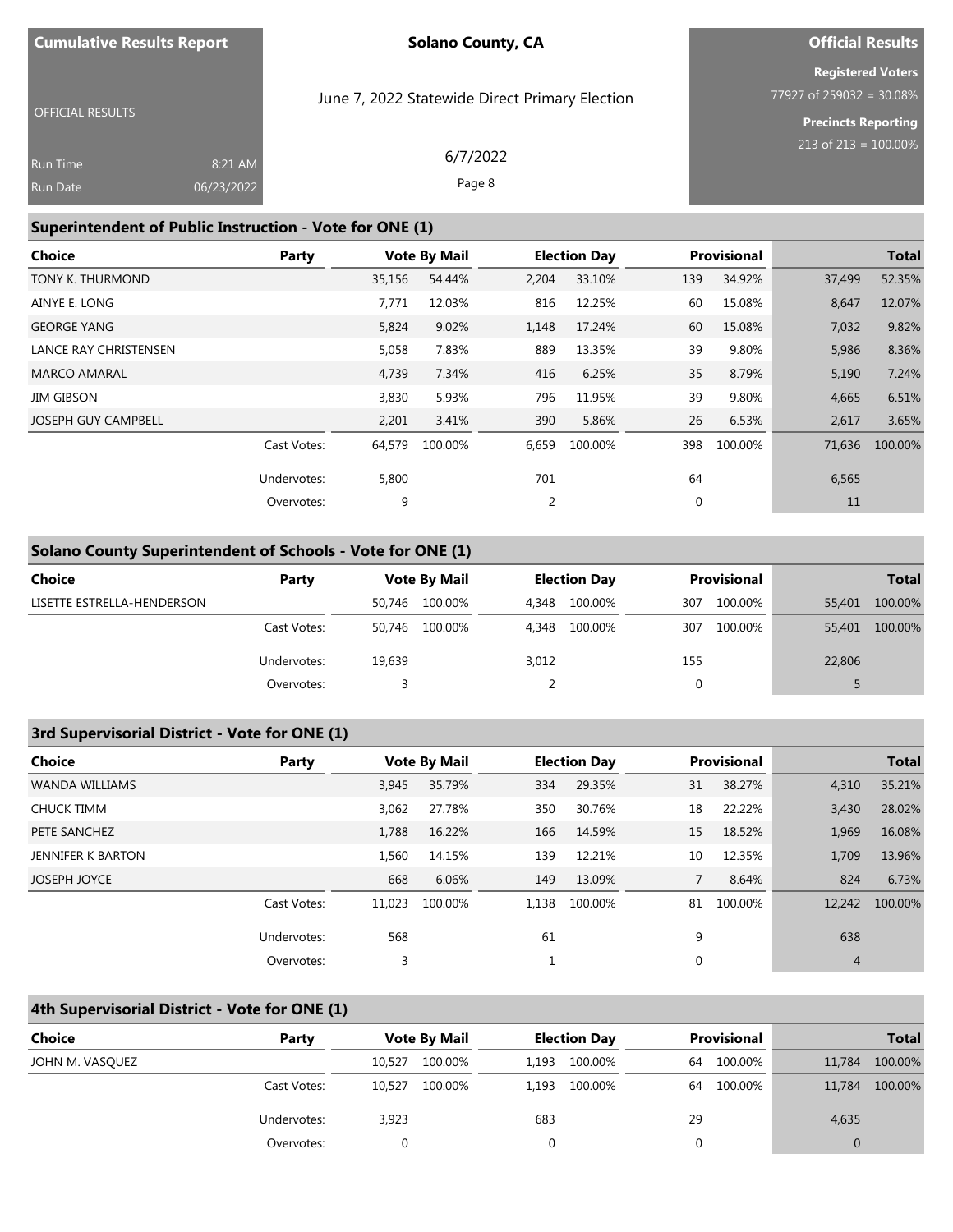## Superintendent of Public Instruction - Vote for ONE (1)

| Choice | Party | Vote By Mail | | Election Day | | Provisional | | Total | |
|---|---|---|---|---|---|---|---|---|---|
| TONY K. THURMOND | | 35,156 | 54.44% | 2,204 | 33.10% | 139 | 34.92% | 37,499 | 52.35% |
| AINYE E. LONG | | 7,771 | 12.03% | 816 | 12.25% | 60 | 15.08% | 8,647 | 12.07% |
| GEORGE YANG | | 5,824 | 9.02% | 1,148 | 17.24% | 60 | 15.08% | 7,032 | 9.82% |
| LANCE RAY CHRISTENSEN | | 5,058 | 7.83% | 889 | 13.35% | 39 | 9.80% | 5,986 | 8.36% |
| MARCO AMARAL | | 4,739 | 7.34% | 416 | 6.25% | 35 | 8.79% | 5,190 | 7.24% |
| JIM GIBSON | | 3,830 | 5.93% | 796 | 11.95% | 39 | 9.80% | 4,665 | 6.51% |
| JOSEPH GUY CAMPBELL | | 2,201 | 3.41% | 390 | 5.86% | 26 | 6.53% | 2,617 | 3.65% |
| | Cast Votes: | 64,579 | 100.00% | 6,659 | 100.00% | 398 | 100.00% | 71,636 | 100.00% |
| | Undervotes: | 5,800 | | 701 | | 64 | | 6,565 | |
| | Overvotes: | 9 | | 2 | | 0 | | 11 | |

## Solano County Superintendent of Schools - Vote for ONE (1)

| Choice | Party | Vote By Mail | | Election Day | | Provisional | | Total | |
|---|---|---|---|---|---|---|---|---|---|
| LISETTE ESTRELLA-HENDERSON | | 50,746 | 100.00% | 4,348 | 100.00% | 307 | 100.00% | 55,401 | 100.00% |
| | Cast Votes: | 50,746 | 100.00% | 4,348 | 100.00% | 307 | 100.00% | 55,401 | 100.00% |
| | Undervotes: | 19,639 | | 3,012 | | 155 | | 22,806 | |
| | Overvotes: | 3 | | 2 | | 0 | | 5 | |

## 3rd Supervisorial District - Vote for ONE (1)

| Choice | Party | Vote By Mail | | Election Day | | Provisional | | Total | |
|---|---|---|---|---|---|---|---|---|---|
| WANDA WILLIAMS | | 3,945 | 35.79% | 334 | 29.35% | 31 | 38.27% | 4,310 | 35.21% |
| CHUCK TIMM | | 3,062 | 27.78% | 350 | 30.76% | 18 | 22.22% | 3,430 | 28.02% |
| PETE SANCHEZ | | 1,788 | 16.22% | 166 | 14.59% | 15 | 18.52% | 1,969 | 16.08% |
| JENNIFER K BARTON | | 1,560 | 14.15% | 139 | 12.21% | 10 | 12.35% | 1,709 | 13.96% |
| JOSEPH JOYCE | | 668 | 6.06% | 149 | 13.09% | 7 | 8.64% | 824 | 6.73% |
| | Cast Votes: | 11,023 | 100.00% | 1,138 | 100.00% | 81 | 100.00% | 12,242 | 100.00% |
| | Undervotes: | 568 | | 61 | | 9 | | 638 | |
| | Overvotes: | 3 | | 1 | | 0 | | 4 | |

## 4th Supervisorial District - Vote for ONE (1)

| Choice | Party | Vote By Mail | | Election Day | | Provisional | | Total | |
|---|---|---|---|---|---|---|---|---|---|
| JOHN M. VASQUEZ | | 10,527 | 100.00% | 1,193 | 100.00% | 64 | 100.00% | 11,784 | 100.00% |
| | Cast Votes: | 10,527 | 100.00% | 1,193 | 100.00% | 64 | 100.00% | 11,784 | 100.00% |
| | Undervotes: | 3,923 | | 683 | | 29 | | 4,635 | |
| | Overvotes: | 0 | | 0 | | 0 | | 0 | |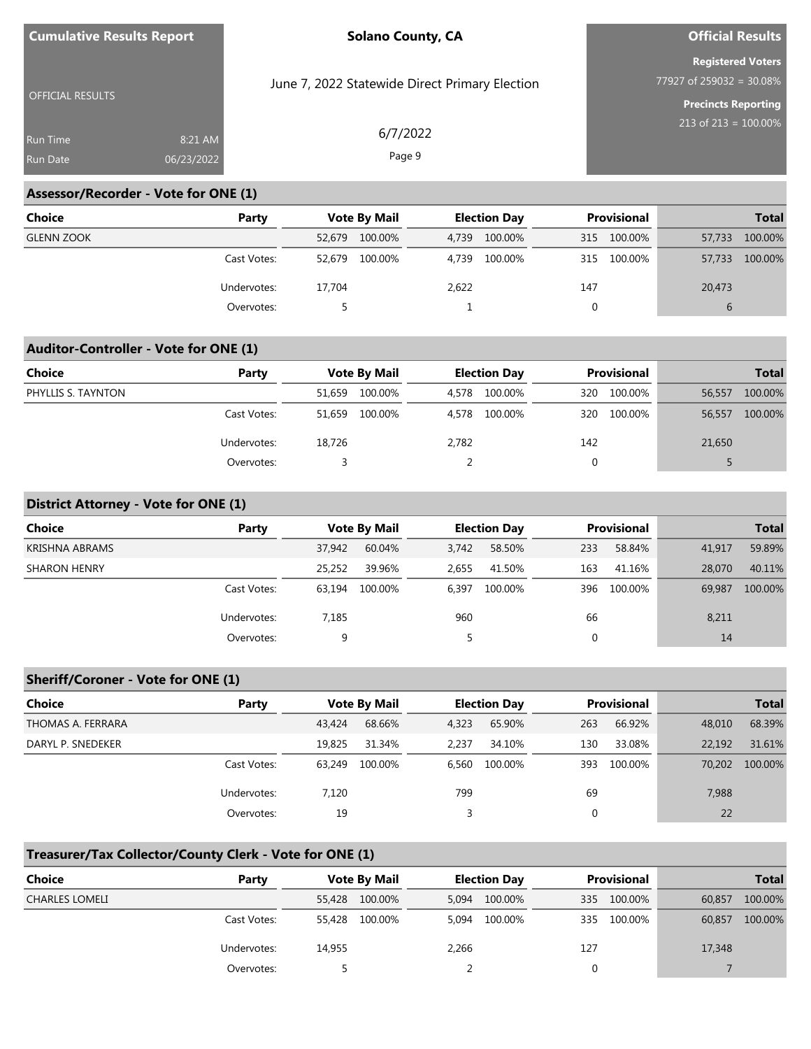## Assessor/Recorder - Vote for ONE (1)

| Choice | Party | Vote By Mail | | Election Day | | Provisional | | Total | |
|---|---|---|---|---|---|---|---|---|---|
| GLENN ZOOK | | 52,679 | 100.00% | 4,739 | 100.00% | 315 | 100.00% | 57,733 | 100.00% |
| | Cast Votes: | 52,679 | 100.00% | 4,739 | 100.00% | 315 | 100.00% | 57,733 | 100.00% |
| | Undervotes: | 17,704 | | 2,622 | | 147 | | 20,473 | |
| | Overvotes: | 5 | | 1 | | 0 | | 6 | |

## Auditor-Controller - Vote for ONE (1)

| Choice | Party | Vote By Mail | | Election Day | | Provisional | | Total | |
|---|---|---|---|---|---|---|---|---|---|
| PHYLLIS S. TAYNTON | | 51,659 | 100.00% | 4,578 | 100.00% | 320 | 100.00% | 56,557 | 100.00% |
| | Cast Votes: | 51,659 | 100.00% | 4,578 | 100.00% | 320 | 100.00% | 56,557 | 100.00% |
| | Undervotes: | 18,726 | | 2,782 | | 142 | | 21,650 | |
| | Overvotes: | 3 | | 2 | | 0 | | 5 | |

## District Attorney - Vote for ONE (1)

| Choice | Party | Vote By Mail | | Election Day | | Provisional | | Total | |
|---|---|---|---|---|---|---|---|---|---|
| KRISHNA ABRAMS | | 37,942 | 60.04% | 3,742 | 58.50% | 233 | 58.84% | 41,917 | 59.89% |
| SHARON HENRY | | 25,252 | 39.96% | 2,655 | 41.50% | 163 | 41.16% | 28,070 | 40.11% |
| | Cast Votes: | 63,194 | 100.00% | 6,397 | 100.00% | 396 | 100.00% | 69,987 | 100.00% |
| | Undervotes: | 7,185 | | 960 | | 66 | | 8,211 | |
| | Overvotes: | 9 | | 5 | | 0 | | 14 | |

## Sheriff/Coroner - Vote for ONE (1)

| Choice | Party | Vote By Mail | | Election Day | | Provisional | | Total | |
|---|---|---|---|---|---|---|---|---|---|
| THOMAS A. FERRARA | | 43,424 | 68.66% | 4,323 | 65.90% | 263 | 66.92% | 48,010 | 68.39% |
| DARYL P. SNEDEKER | | 19,825 | 31.34% | 2,237 | 34.10% | 130 | 33.08% | 22,192 | 31.61% |
| | Cast Votes: | 63,249 | 100.00% | 6,560 | 100.00% | 393 | 100.00% | 70,202 | 100.00% |
| | Undervotes: | 7,120 | | 799 | | 69 | | 7,988 | |
| | Overvotes: | 19 | | 3 | | 0 | | 22 | |

## Treasurer/Tax Collector/County Clerk - Vote for ONE (1)

| Choice | Party | Vote By Mail | | Election Day | | Provisional | | Total | |
|---|---|---|---|---|---|---|---|---|---|
| CHARLES LOMELI | | 55,428 | 100.00% | 5,094 | 100.00% | 335 | 100.00% | 60,857 | 100.00% |
| | Cast Votes: | 55,428 | 100.00% | 5,094 | 100.00% | 335 | 100.00% | 60,857 | 100.00% |
| | Undervotes: | 14,955 | | 2,266 | | 127 | | 17,348 | |
| | Overvotes: | 5 | | 2 | | 0 | | 7 | |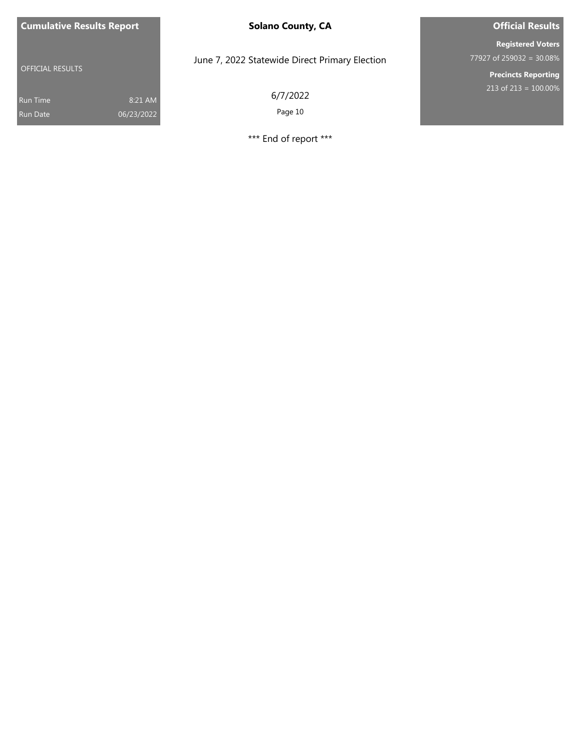*** End of report ***